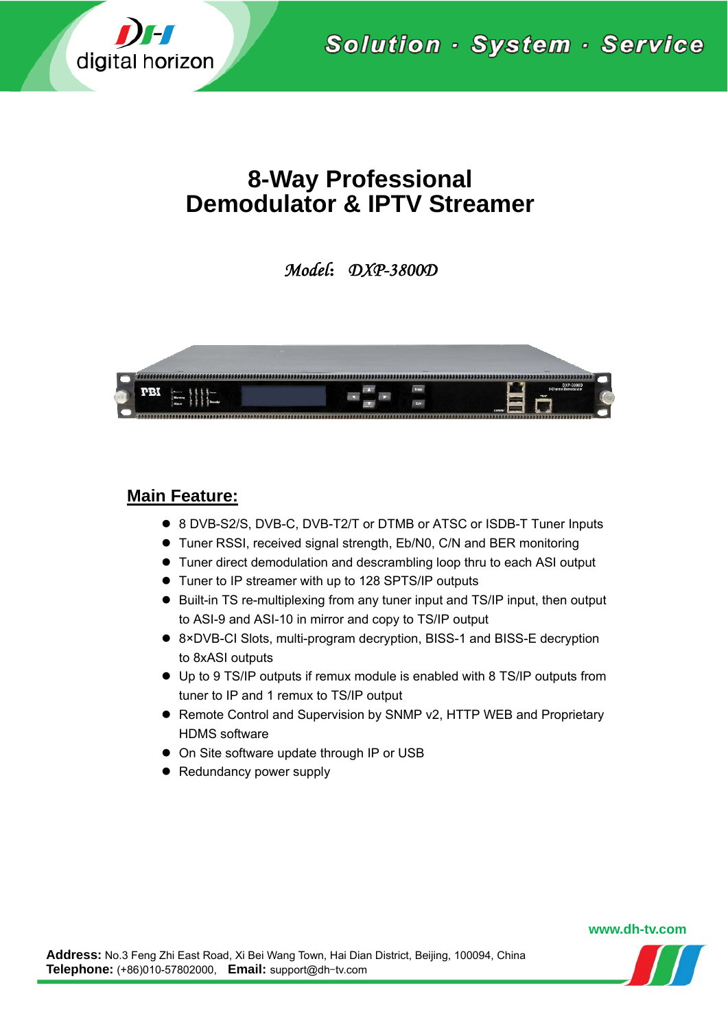# 8-Way Professional Demodulator & IPTV Streamer

*Model: DXP-3800D*

## Main Feature:

- 8 DVB-S2/S, DVB-C, DVB-T2/T or DTMB or ATSC or ISDB-T Tuner Inputs
- Tuner RSSI, received signal strength, Eb/N0, C/N and BER monitoring
- Tuner direct demodulation and descrambling loop thru to each ASI output
- Tuner to IP streamer with up to 128 SPTS/IP outputs
- Built-in TS re-multiplexing from any tuner input and TS/IP input, then output to ASI-9 and ASI-10 in mirror and copy to TS/IP output
- 8×DVB-CI Slots, multi-program decryption, BISS-1 and BISS-E decryption to 8xASI outputs
- Up to 9 TS/IP outputs if remux module is enabled with 8 TS/IP outputs from tuner to IP and 1 remux to TS/IP output
- Remote Control and Supervision by SNMP v2, HTTP WEB and Proprietary HDMS software
- On Site software update through IP or USB
- Redundancy power supply

www.dh-tv.com

**Address:** No.3 Feng Zhi East Road, Xi Bei Wang Town, Hai Dian District, Beijing, 100094, China
**Telephone:** (+86)010-57802000, **Email:** support@dh-tv.com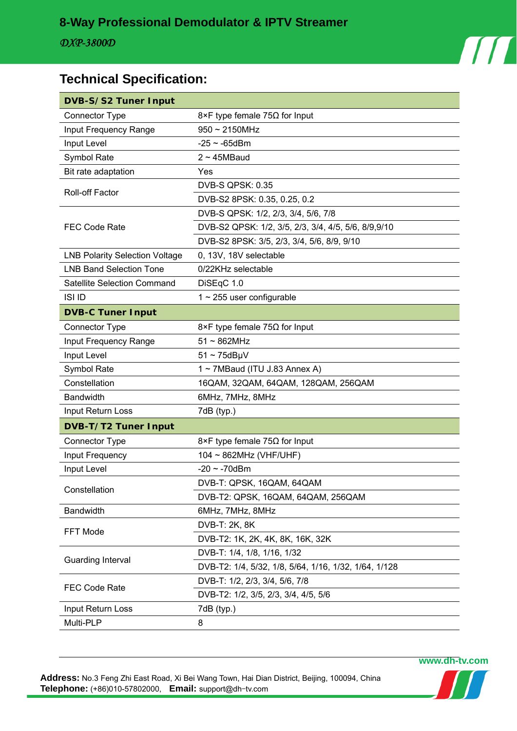# 8-Way Professional Demodulator & IPTV Streamer

*DXP-3800D*

## Technical Specification:

| DVB-S/S2 Tuner Input | |
|---|---|
| Connector Type | 8×F type female 75Ω for Input |
| Input Frequency Range | 950 ~ 2150MHz |
| Input Level | -25 ~ -65dBm |
| Symbol Rate | 2 ~ 45MBaud |
| Bit rate adaptation | Yes |
| Roll-off Factor | DVB-S QPSK: 0.35 |
| | DVB-S2 8PSK: 0.35, 0.25, 0.2 |
| FEC Code Rate | DVB-S QPSK: 1/2, 2/3, 3/4, 5/6, 7/8 |
| | DVB-S2 QPSK: 1/2, 3/5, 2/3, 3/4, 4/5, 5/6, 8/9,9/10 |
| | DVB-S2 8PSK: 3/5, 2/3, 3/4, 5/6, 8/9, 9/10 |
| LNB Polarity Selection Voltage | 0, 13V, 18V selectable |
| LNB Band Selection Tone | 0/22KHz selectable |
| Satellite Selection Command | DiSEqC 1.0 |
| ISI ID | 1 ~ 255 user configurable |
| **DVB-C Tuner Input** | |
| Connector Type | 8×F type female 75Ω for Input |
| Input Frequency Range | 51 ~ 862MHz |
| Input Level | 51 ~ 75dBμV |
| Symbol Rate | 1 ~ 7MBaud (ITU J.83 Annex A) |
| Constellation | 16QAM, 32QAM, 64QAM, 128QAM, 256QAM |
| Bandwidth | 6MHz, 7MHz, 8MHz |
| Input Return Loss | 7dB (typ.) |
| **DVB-T/T2 Tuner Input** | |
| Connector Type | 8×F type female 75Ω for Input |
| Input Frequency | 104 ~ 862MHz (VHF/UHF) |
| Input Level | -20 ~ -70dBm |
| Constellation | DVB-T: QPSK, 16QAM, 64QAM |
| | DVB-T2: QPSK, 16QAM, 64QAM, 256QAM |
| Bandwidth | 6MHz, 7MHz, 8MHz |
| FFT Mode | DVB-T: 2K, 8K |
| | DVB-T2: 1K, 2K, 4K, 8K, 16K, 32K |
| Guarding Interval | DVB-T: 1/4, 1/8, 1/16, 1/32 |
| | DVB-T2: 1/4, 5/32, 1/8, 5/64, 1/16, 1/32, 1/64, 1/128 |
| FEC Code Rate | DVB-T: 1/2, 2/3, 3/4, 5/6, 7/8 |
| | DVB-T2: 1/2, 3/5, 2/3, 3/4, 4/5, 5/6 |
| Input Return Loss | 7dB (typ.) |
| Multi-PLP | 8 |

www.dh-tv.com

**Address:** No.3 Feng Zhi East Road, Xi Bei Wang Town, Hai Dian District, Beijing, 100094, China
**Telephone:** (+86)010-57802000, **Email:** support@dh-tv.com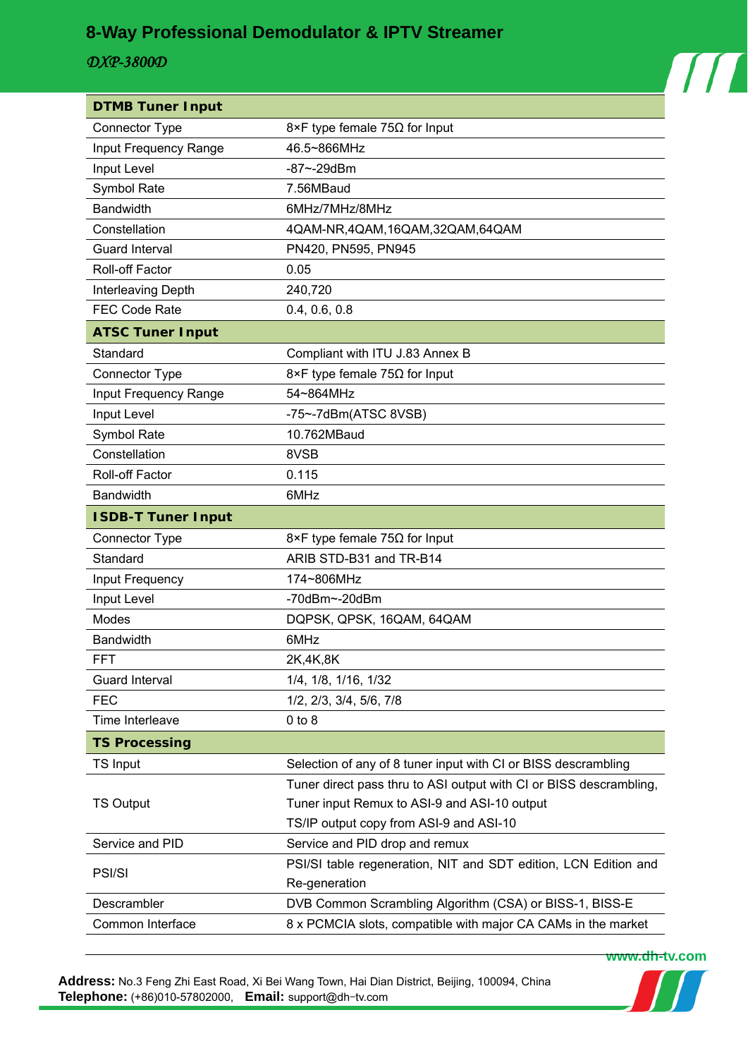# 8-Way Professional Demodulator & IPTV Streamer

*DXP-3800D*

| **DTMB Tuner Input** | |
|---|---|
| Connector Type | 8×F type female 75Ω for Input |
| Input Frequency Range | 46.5~866MHz |
| Input Level | -87~-29dBm |
| Symbol Rate | 7.56MBaud |
| Bandwidth | 6MHz/7MHz/8MHz |
| Constellation | 4QAM-NR,4QAM,16QAM,32QAM,64QAM |
| Guard Interval | PN420, PN595, PN945 |
| Roll-off Factor | 0.05 |
| Interleaving Depth | 240,720 |
| FEC Code Rate | 0.4, 0.6, 0.8 |
| **ATSC Tuner Input** | |
| Standard | Compliant with ITU J.83 Annex B |
| Connector Type | 8×F type female 75Ω for Input |
| Input Frequency Range | 54~864MHz |
| Input Level | -75~-7dBm(ATSC 8VSB) |
| Symbol Rate | 10.762MBaud |
| Constellation | 8VSB |
| Roll-off Factor | 0.115 |
| Bandwidth | 6MHz |
| **ISDB-T Tuner Input** | |
| Connector Type | 8×F type female 75Ω for Input |
| Standard | ARIB STD-B31 and TR-B14 |
| Input Frequency | 174~806MHz |
| Input Level | -70dBm~-20dBm |
| Modes | DQPSK, QPSK, 16QAM, 64QAM |
| Bandwidth | 6MHz |
| FFT | 2K,4K,8K |
| Guard Interval | 1/4, 1/8, 1/16, 1/32 |
| FEC | 1/2, 2/3, 3/4, 5/6, 7/8 |
| Time Interleave | 0 to 8 |
| **TS Processing** | |
| TS Input | Selection of any of 8 tuner input with CI or BISS descrambling |
| TS Output | Tuner direct pass thru to ASI output with CI or BISS descrambling, Tuner input Remux to ASI-9 and ASI-10 output TS/IP output copy from ASI-9 and ASI-10 |
| Service and PID | Service and PID drop and remux |
| PSI/SI | PSI/SI table regeneration, NIT and SDT edition, LCN Edition and Re-generation |
| Descrambler | DVB Common Scrambling Algorithm (CSA) or BISS-1, BISS-E |
| Common Interface | 8 x PCMCIA slots, compatible with major CA CAMs in the market |

www.dh-tv.com

**Address:** No.3 Feng Zhi East Road, Xi Bei Wang Town, Hai Dian District, Beijing, 100094, China
**Telephone:** (+86)010-57802000, **Email:** support@dh-tv.com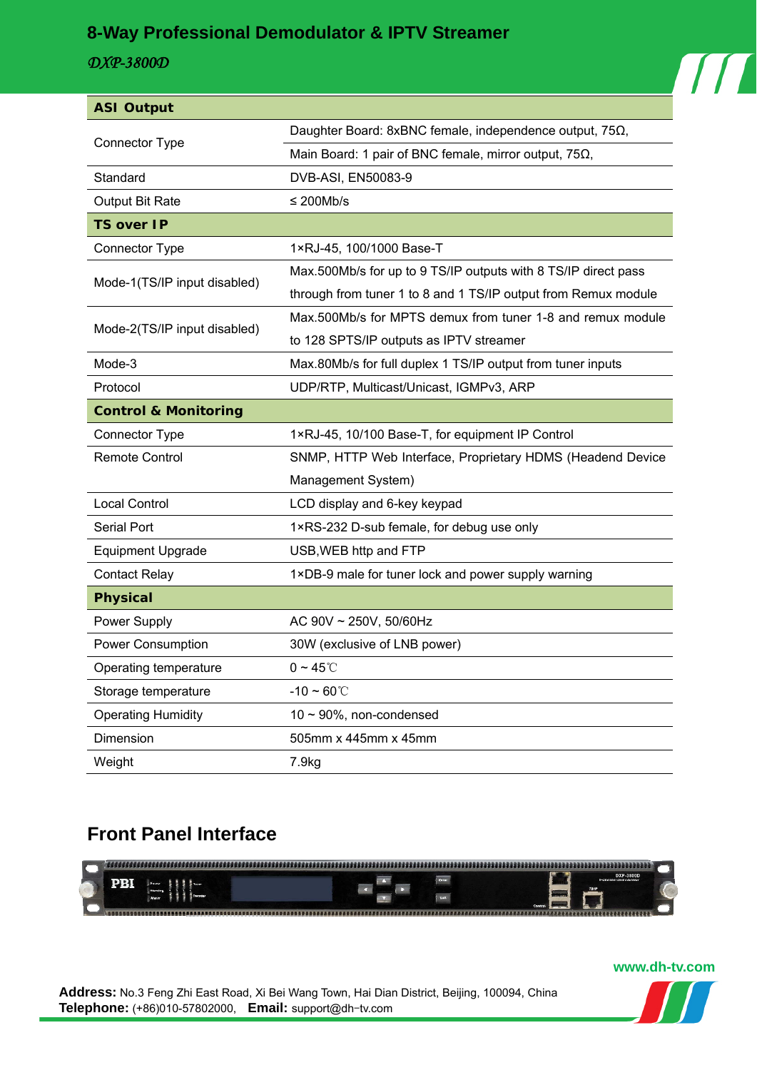# 8-Way Professional Demodulator & IPTV Streamer

*DXP-3800D*

| ASI Output | |
|---|---|
| Connector Type | Daughter Board: 8xBNC female, independence output, 75Ω, |
| | Main Board: 1 pair of BNC female, mirror output, 75Ω, |
| Standard | DVB-ASI, EN50083-9 |
| Output Bit Rate | ≤ 200Mb/s |
| **TS over IP** | |
| Connector Type | 1×RJ-45, 100/1000 Base-T |
| Mode-1(TS/IP input disabled) | Max.500Mb/s for up to 9 TS/IP outputs with 8 TS/IP direct pass through from tuner 1 to 8 and 1 TS/IP output from Remux module |
| Mode-2(TS/IP input disabled) | Max.500Mb/s for MPTS demux from tuner 1-8 and remux module to 128 SPTS/IP outputs as IPTV streamer |
| Mode-3 | Max.80Mb/s for full duplex 1 TS/IP output from tuner inputs |
| Protocol | UDP/RTP, Multicast/Unicast, IGMPv3, ARP |
| **Control & Monitoring** | |
| Connector Type | 1×RJ-45, 10/100 Base-T, for equipment IP Control |
| Remote Control | SNMP, HTTP Web Interface, Proprietary HDMS (Headend Device Management System) |
| Local Control | LCD display and 6-key keypad |
| Serial Port | 1×RS-232 D-sub female, for debug use only |
| Equipment Upgrade | USB,WEB http and FTP |
| Contact Relay | 1×DB-9 male for tuner lock and power supply warning |
| **Physical** | |
| Power Supply | AC 90V ~ 250V, 50/60Hz |
| Power Consumption | 30W (exclusive of LNB power) |
| Operating temperature | 0 ~ 45℃ |
| Storage temperature | -10 ~ 60℃ |
| Operating Humidity | 10 ~ 90%, non-condensed |
| Dimension | 505mm x 445mm x 45mm |
| Weight | 7.9kg |

## Front Panel Interface

www.dh-tv.com

**Address:** No.3 Feng Zhi East Road, Xi Bei Wang Town, Hai Dian District, Beijing, 100094, China
**Telephone:** (+86)010-57802000, **Email:** support@dh-tv.com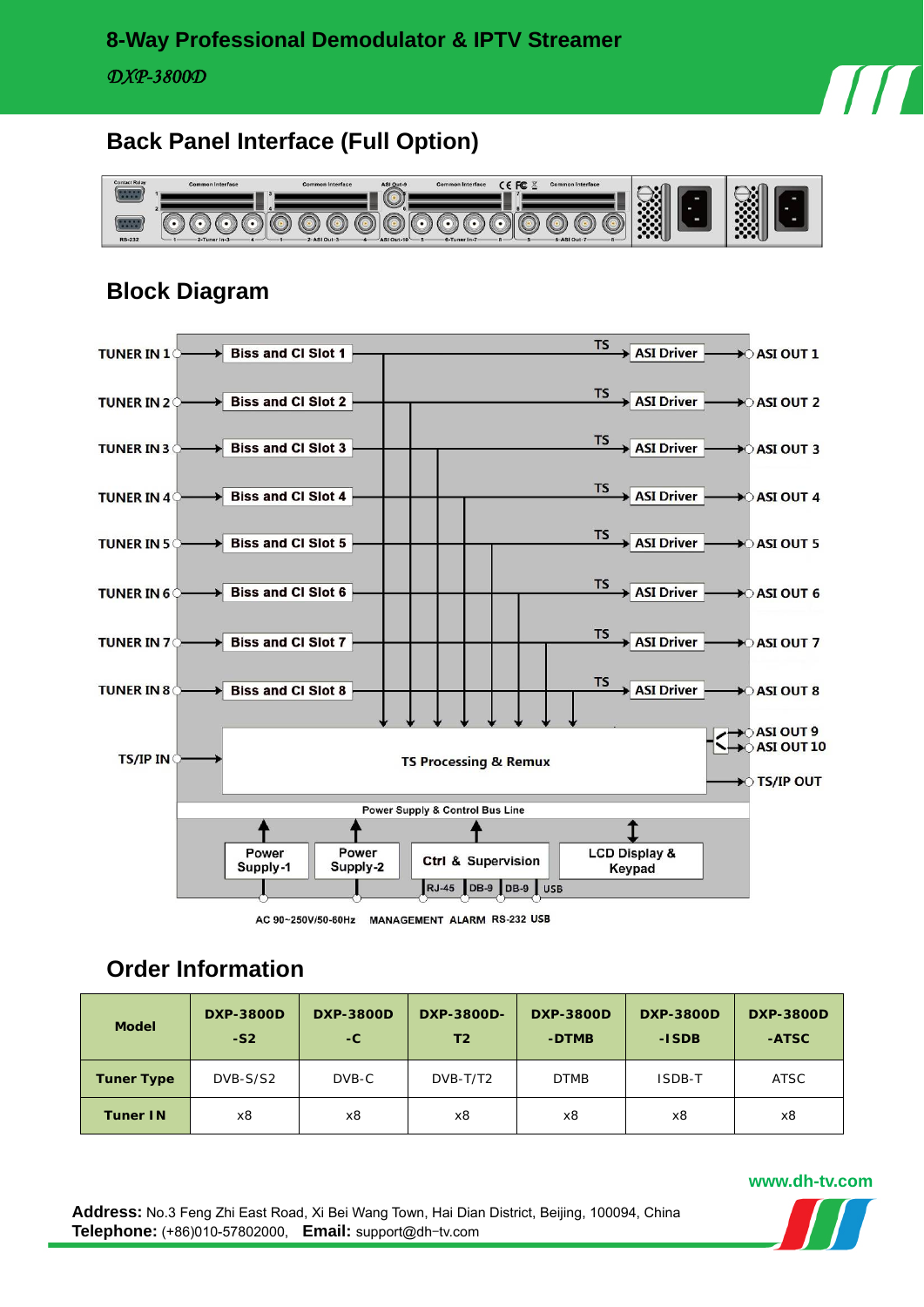# 8-Way Professional Demodulator & IPTV Streamer

*DXP-3800D*

## Back Panel Interface (Full Option)

## Block Diagram

TUNER IN 1
TUNER IN 2
TUNER IN 3
TUNER IN 4
TUNER IN 5
TUNER IN 6
TUNER IN 7
TUNER IN 8
TS/IP IN

Biss and CI Slot 1
Biss and CI Slot 2
Biss and CI Slot 3
Biss and CI Slot 4
Biss and CI Slot 5
Biss and CI Slot 6
Biss and CI Slot 7
Biss and CI Slot 8

TS

ASI Driver

ASI OUT 1
ASI OUT 2
ASI OUT 3
ASI OUT 4
ASI OUT 5
ASI OUT 6
ASI OUT 7
ASI OUT 8
ASI OUT 9
ASI OUT 10
TS/IP OUT

TS Processing & Remux

Power Supply & Control Bus Line

Power Supply-1
Power Supply-2
Ctrl & Supervision
LCD Display & Keypad

RJ-45 DB-9 DB-9 USB

AC 90~250V/50-60Hz MANAGEMENT ALARM RS-232 USB

## Order Information

| Model | DXP-3800D -S2 | DXP-3800D -C | DXP-3800D-T2 | DXP-3800D -DTMB | DXP-3800D -ISDB | DXP-3800D -ATSC |
|---|---|---|---|---|---|---|
| Tuner Type | DVB-S/S2 | DVB-C | DVB-T/T2 | DTMB | ISDB-T | ATSC |
| Tuner IN | x8 | x8 | x8 | x8 | x8 | x8 |

www.dh-tv.com

**Address:** No.3 Feng Zhi East Road, Xi Bei Wang Town, Hai Dian District, Beijing, 100094, China
**Telephone:** (+86)010-57802000, **Email:** support@dh-tv.com